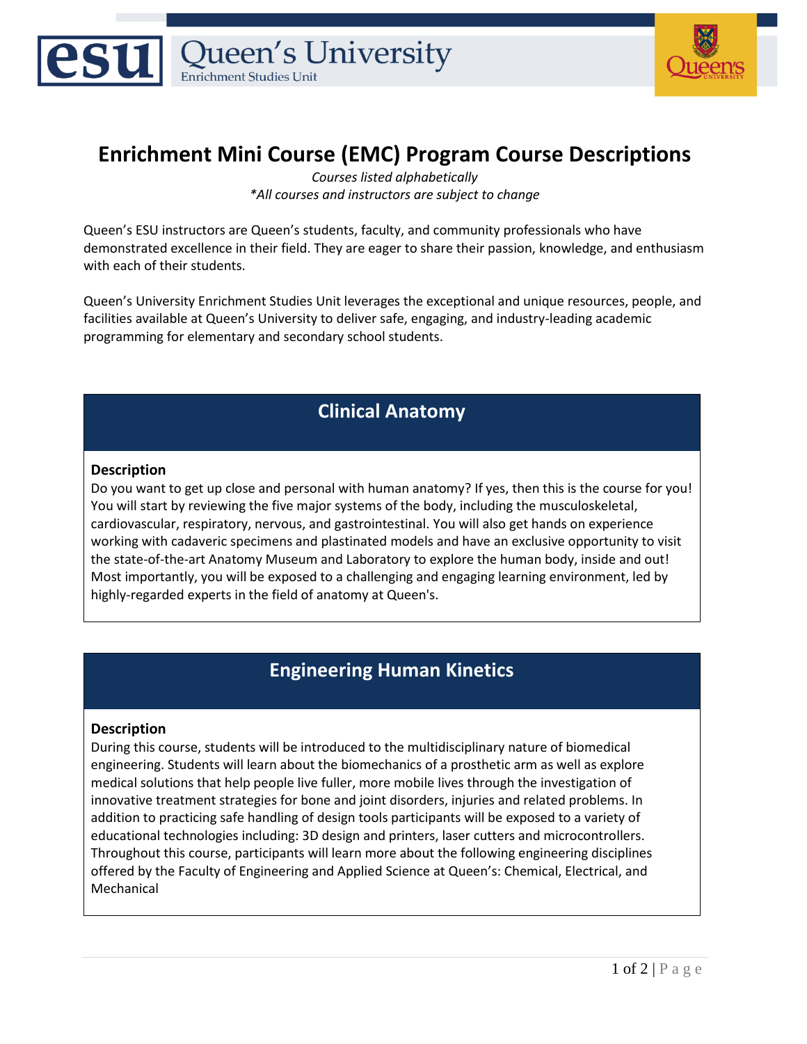# Enrichment Mini Course (EMC) Program Course Descriptions

*Courses listed alphabetically*
*\*All courses and instructors are subject to change*

Queen's ESU instructors are Queen's students, faculty, and community professionals who have demonstrated excellence in their field. They are eager to share their passion, knowledge, and enthusiasm with each of their students.

Queen's University Enrichment Studies Unit leverages the exceptional and unique resources, people, and facilities available at Queen's University to deliver safe, engaging, and industry-leading academic programming for elementary and secondary school students.

## Clinical Anatomy

**Description**

Do you want to get up close and personal with human anatomy? If yes, then this is the course for you! You will start by reviewing the five major systems of the body, including the musculoskeletal, cardiovascular, respiratory, nervous, and gastrointestinal. You will also get hands on experience working with cadaveric specimens and plastinated models and have an exclusive opportunity to visit the state-of-the-art Anatomy Museum and Laboratory to explore the human body, inside and out! Most importantly, you will be exposed to a challenging and engaging learning environment, led by highly-regarded experts in the field of anatomy at Queen's.

## Engineering Human Kinetics

**Description**

During this course, students will be introduced to the multidisciplinary nature of biomedical engineering. Students will learn about the biomechanics of a prosthetic arm as well as explore medical solutions that help people live fuller, more mobile lives through the investigation of innovative treatment strategies for bone and joint disorders, injuries and related problems. In addition to practicing safe handling of design tools participants will be exposed to a variety of educational technologies including: 3D design and printers, laser cutters and microcontrollers. Throughout this course, participants will learn more about the following engineering disciplines offered by the Faculty of Engineering and Applied Science at Queen's: Chemical, Electrical, and Mechanical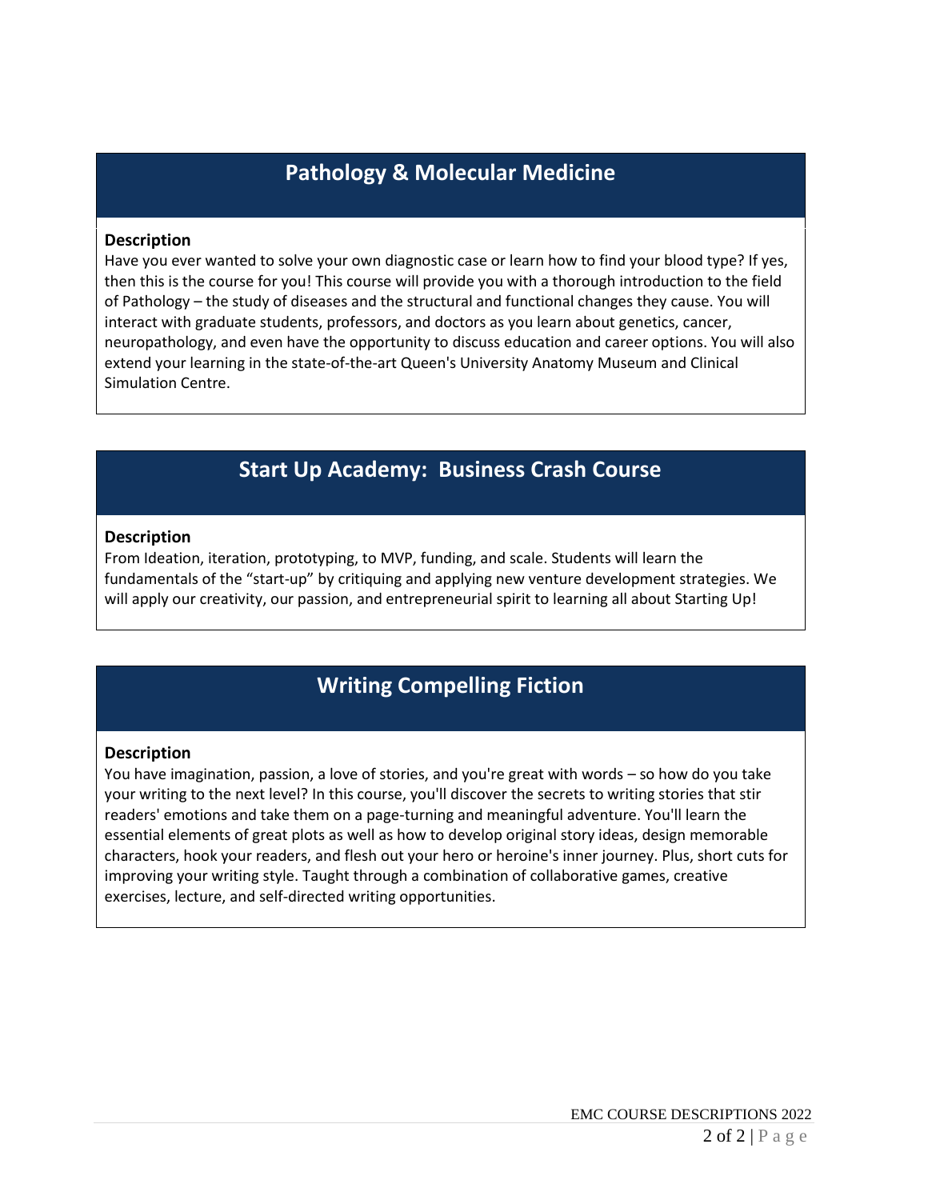## Pathology & Molecular Medicine

**Description**

Have you ever wanted to solve your own diagnostic case or learn how to find your blood type? If yes, then this is the course for you! This course will provide you with a thorough introduction to the field of Pathology – the study of diseases and the structural and functional changes they cause. You will interact with graduate students, professors, and doctors as you learn about genetics, cancer, neuropathology, and even have the opportunity to discuss education and career options. You will also extend your learning in the state-of-the-art Queen's University Anatomy Museum and Clinical Simulation Centre.

## Start Up Academy:  Business Crash Course

**Description**

From Ideation, iteration, prototyping, to MVP, funding, and scale. Students will learn the fundamentals of the "start-up" by critiquing and applying new venture development strategies. We will apply our creativity, our passion, and entrepreneurial spirit to learning all about Starting Up!

## Writing Compelling Fiction

**Description**

You have imagination, passion, a love of stories, and you're great with words – so how do you take your writing to the next level? In this course, you'll discover the secrets to writing stories that stir readers' emotions and take them on a page-turning and meaningful adventure. You'll learn the essential elements of great plots as well as how to develop original story ideas, design memorable characters, hook your readers, and flesh out your hero or heroine's inner journey. Plus, short cuts for improving your writing style. Taught through a combination of collaborative games, creative exercises, lecture, and self-directed writing opportunities.